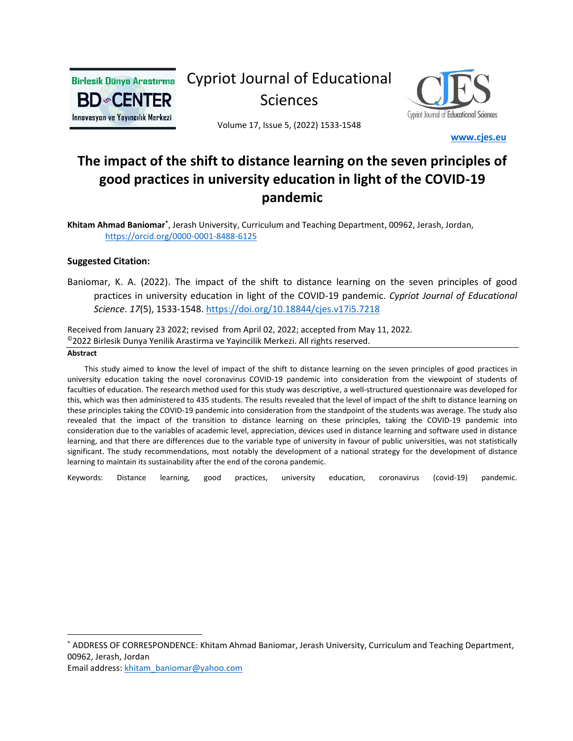# The impact of the shift to distance learning on the seven principles of good practices in university education in light of the COVID-19 pandemic

**Khitam Ahmad Baniomar***, Jerash University, Curriculum and Teaching Department, 00962, Jerash, Jordan, https://orcid.org/0000-0001-8488-6125

### Suggested Citation:

Baniomar, K. A. (2022). The impact of the shift to distance learning on the seven principles of good practices in university education in light of the COVID-19 pandemic. *Cypriot Journal of Educational Science*. *17*(5), 1533-1548. https://doi.org/10.18844/cjes.v17i5.7218

Received from January 23 2022; revised from April 02, 2022; accepted from May 11, 2022.
©2022 Birlesik Dunya Yenilik Arastirma ve Yayincilik Merkezi. All rights reserved.

**Abstract**

This study aimed to know the level of impact of the shift to distance learning on the seven principles of good practices in university education taking the novel coronavirus COVID-19 pandemic into consideration from the viewpoint of students of faculties of education. The research method used for this study was descriptive, a well-structured questionnaire was developed for this, which was then administered to 435 students. The results revealed that the level of impact of the shift to distance learning on these principles taking the COVID-19 pandemic into consideration from the standpoint of the students was average. The study also revealed that the impact of the transition to distance learning on these principles, taking the COVID-19 pandemic into consideration due to the variables of academic level, appreciation, devices used in distance learning and software used in distance learning, and that there are differences due to the variable type of university in favour of public universities, was not statistically significant. The study recommendations, most notably the development of a national strategy for the development of distance learning to maintain its sustainability after the end of the corona pandemic.

Keywords: Distance learning, good practices, university education, coronavirus (covid-19) pandemic.

---

* ADDRESS OF CORRESPONDENCE: Khitam Ahmad Baniomar, Jerash University, Curriculum and Teaching Department, 00962, Jerash, Jordan
Email address: khitam_baniomar@yahoo.com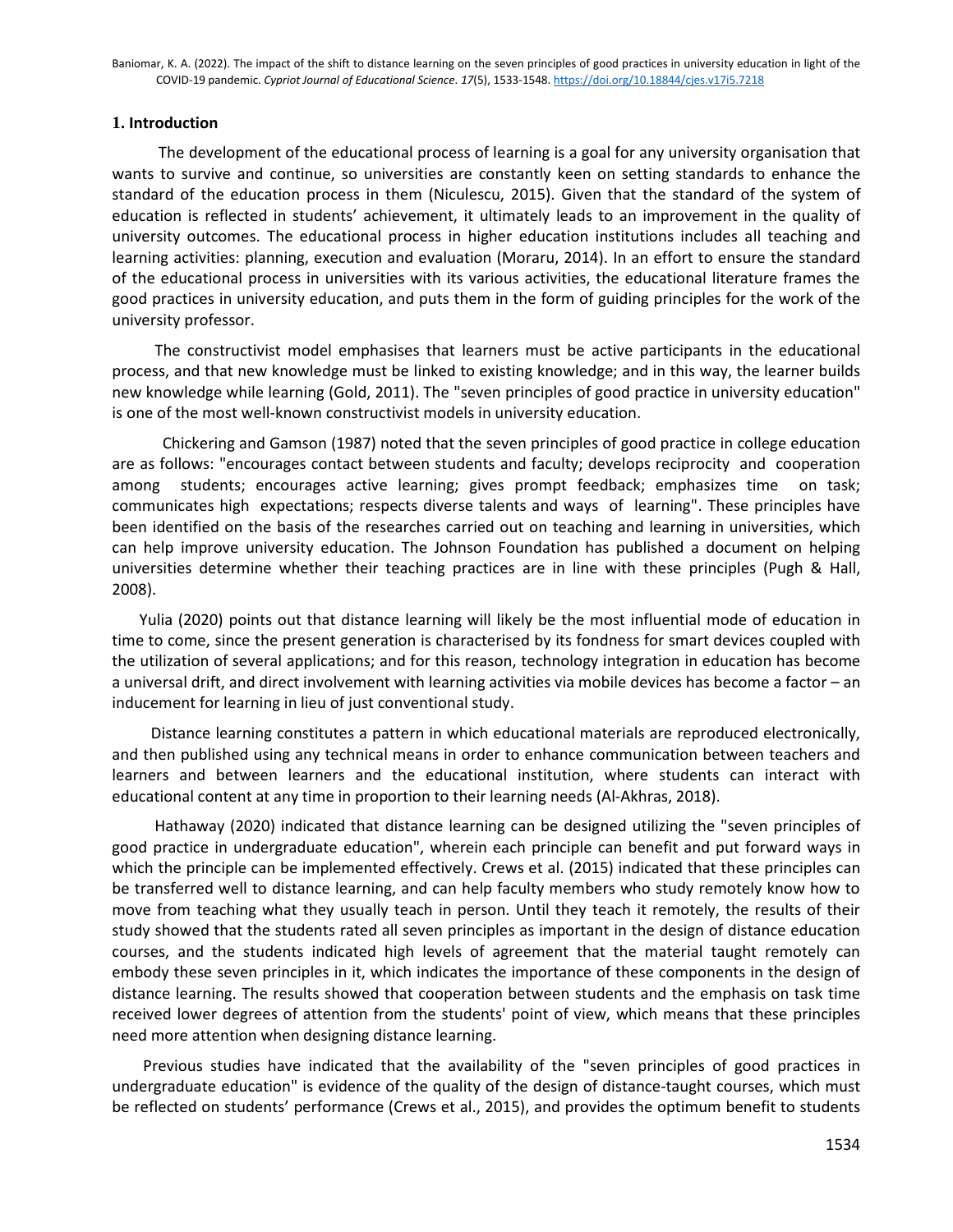## 1. Introduction

The development of the educational process of learning is a goal for any university organisation that wants to survive and continue, so universities are constantly keen on setting standards to enhance the standard of the education process in them (Niculescu, 2015). Given that the standard of the system of education is reflected in students' achievement, it ultimately leads to an improvement in the quality of university outcomes. The educational process in higher education institutions includes all teaching and learning activities: planning, execution and evaluation (Moraru, 2014). In an effort to ensure the standard of the educational process in universities with its various activities, the educational literature frames the good practices in university education, and puts them in the form of guiding principles for the work of the university professor.

The constructivist model emphasises that learners must be active participants in the educational process, and that new knowledge must be linked to existing knowledge; and in this way, the learner builds new knowledge while learning (Gold, 2011). The "seven principles of good practice in university education" is one of the most well-known constructivist models in university education.

Chickering and Gamson (1987) noted that the seven principles of good practice in college education are as follows: "encourages contact between students and faculty; develops reciprocity and cooperation among students; encourages active learning; gives prompt feedback; emphasizes time on task; communicates high expectations; respects diverse talents and ways of learning". These principles have been identified on the basis of the researches carried out on teaching and learning in universities, which can help improve university education. The Johnson Foundation has published a document on helping universities determine whether their teaching practices are in line with these principles (Pugh & Hall, 2008).

Yulia (2020) points out that distance learning will likely be the most influential mode of education in time to come, since the present generation is characterised by its fondness for smart devices coupled with the utilization of several applications; and for this reason, technology integration in education has become a universal drift, and direct involvement with learning activities via mobile devices has become a factor – an inducement for learning in lieu of just conventional study.

Distance learning constitutes a pattern in which educational materials are reproduced electronically, and then published using any technical means in order to enhance communication between teachers and learners and between learners and the educational institution, where students can interact with educational content at any time in proportion to their learning needs (Al-Akhras, 2018).

Hathaway (2020) indicated that distance learning can be designed utilizing the "seven principles of good practice in undergraduate education", wherein each principle can benefit and put forward ways in which the principle can be implemented effectively. Crews et al. (2015) indicated that these principles can be transferred well to distance learning, and can help faculty members who study remotely know how to move from teaching what they usually teach in person. Until they teach it remotely, the results of their study showed that the students rated all seven principles as important in the design of distance education courses, and the students indicated high levels of agreement that the material taught remotely can embody these seven principles in it, which indicates the importance of these components in the design of distance learning. The results showed that cooperation between students and the emphasis on task time received lower degrees of attention from the students' point of view, which means that these principles need more attention when designing distance learning.

Previous studies have indicated that the availability of the "seven principles of good practices in undergraduate education" is evidence of the quality of the design of distance-taught courses, which must be reflected on students' performance (Crews et al., 2015), and provides the optimum benefit to students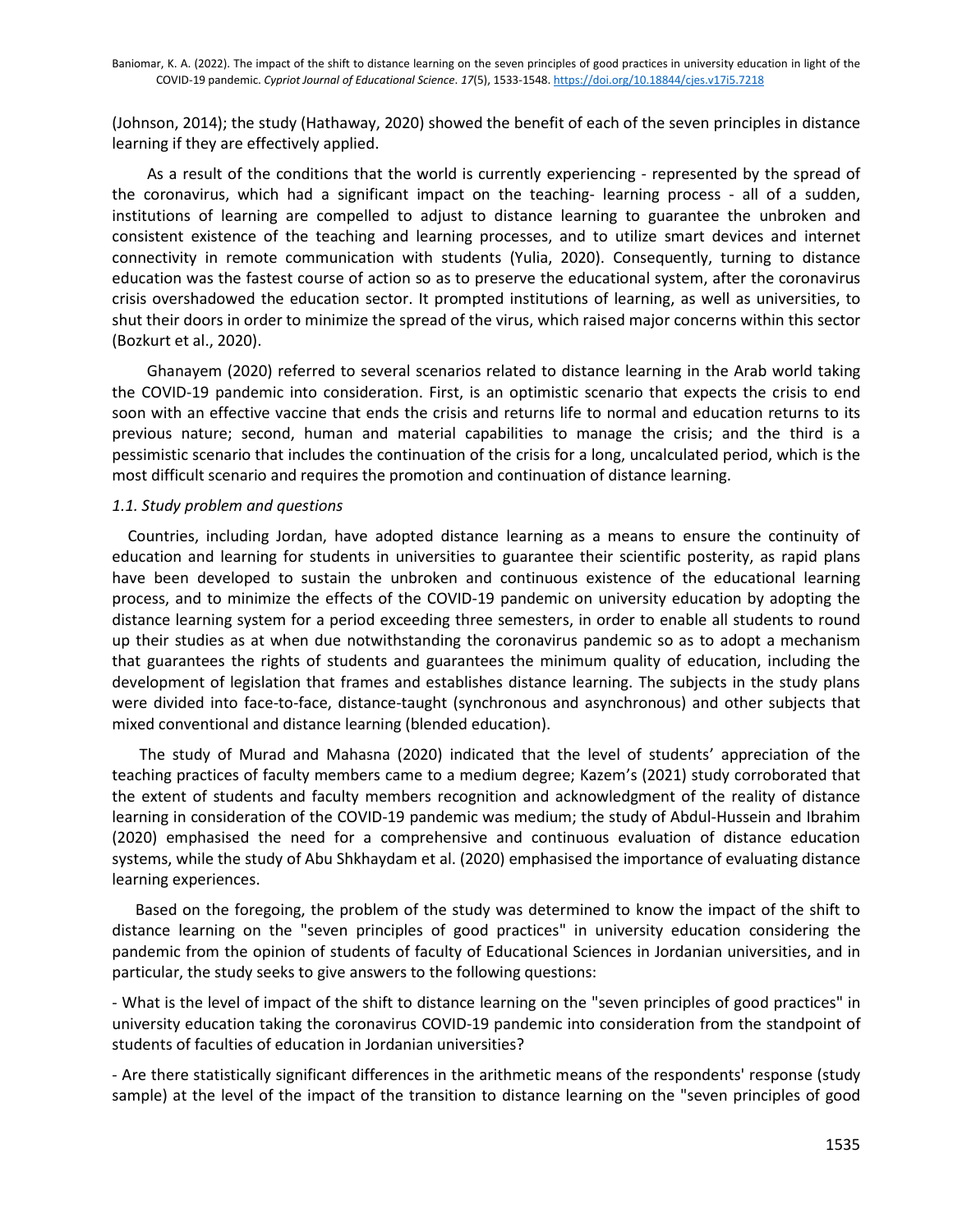(Johnson, 2014); the study (Hathaway, 2020) showed the benefit of each of the seven principles in distance learning if they are effectively applied.

As a result of the conditions that the world is currently experiencing - represented by the spread of the coronavirus, which had a significant impact on the teaching- learning process - all of a sudden, institutions of learning are compelled to adjust to distance learning to guarantee the unbroken and consistent existence of the teaching and learning processes, and to utilize smart devices and internet connectivity in remote communication with students (Yulia, 2020). Consequently, turning to distance education was the fastest course of action so as to preserve the educational system, after the coronavirus crisis overshadowed the education sector. It prompted institutions of learning, as well as universities, to shut their doors in order to minimize the spread of the virus, which raised major concerns within this sector (Bozkurt et al., 2020).

Ghanayem (2020) referred to several scenarios related to distance learning in the Arab world taking the COVID-19 pandemic into consideration. First, is an optimistic scenario that expects the crisis to end soon with an effective vaccine that ends the crisis and returns life to normal and education returns to its previous nature; second, human and material capabilities to manage the crisis; and the third is a pessimistic scenario that includes the continuation of the crisis for a long, uncalculated period, which is the most difficult scenario and requires the promotion and continuation of distance learning.

### *1.1. Study problem and questions*

Countries, including Jordan, have adopted distance learning as a means to ensure the continuity of education and learning for students in universities to guarantee their scientific posterity, as rapid plans have been developed to sustain the unbroken and continuous existence of the educational learning process, and to minimize the effects of the COVID-19 pandemic on university education by adopting the distance learning system for a period exceeding three semesters, in order to enable all students to round up their studies as at when due notwithstanding the coronavirus pandemic so as to adopt a mechanism that guarantees the rights of students and guarantees the minimum quality of education, including the development of legislation that frames and establishes distance learning. The subjects in the study plans were divided into face-to-face, distance-taught (synchronous and asynchronous) and other subjects that mixed conventional and distance learning (blended education).

The study of Murad and Mahasna (2020) indicated that the level of students' appreciation of the teaching practices of faculty members came to a medium degree; Kazem's (2021) study corroborated that the extent of students and faculty members recognition and acknowledgment of the reality of distance learning in consideration of the COVID-19 pandemic was medium; the study of Abdul-Hussein and Ibrahim (2020) emphasised the need for a comprehensive and continuous evaluation of distance education systems, while the study of Abu Shkhaydam et al. (2020) emphasised the importance of evaluating distance learning experiences.

Based on the foregoing, the problem of the study was determined to know the impact of the shift to distance learning on the "seven principles of good practices" in university education considering the pandemic from the opinion of students of faculty of Educational Sciences in Jordanian universities, and in particular, the study seeks to give answers to the following questions:

- What is the level of impact of the shift to distance learning on the "seven principles of good practices" in university education taking the coronavirus COVID-19 pandemic into consideration from the standpoint of students of faculties of education in Jordanian universities?

- Are there statistically significant differences in the arithmetic means of the respondents' response (study sample) at the level of the impact of the transition to distance learning on the "seven principles of good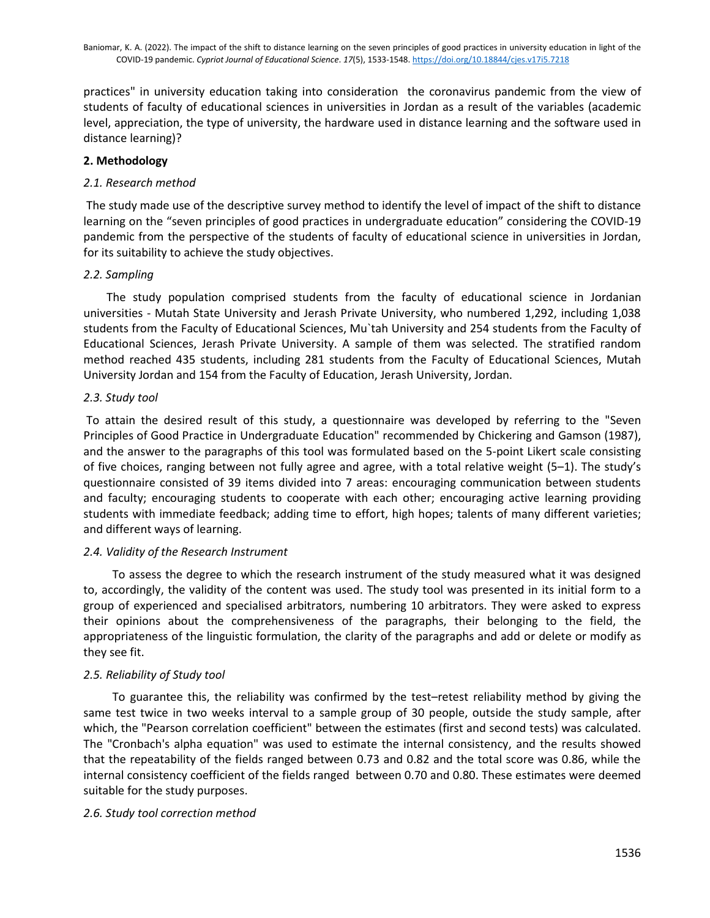practices" in university education taking into consideration  the coronavirus pandemic from the view of students of faculty of educational sciences in universities in Jordan as a result of the variables (academic level, appreciation, the type of university, the hardware used in distance learning and the software used in distance learning)?

## 2. Methodology

### *2.1. Research method*

The study made use of the descriptive survey method to identify the level of impact of the shift to distance learning on the “seven principles of good practices in undergraduate education” considering the COVID-19 pandemic from the perspective of the students of faculty of educational science in universities in Jordan, for its suitability to achieve the study objectives.

### *2.2. Sampling*

The study population comprised students from the faculty of educational science in Jordanian universities - Mutah State University and Jerash Private University, who numbered 1,292, including 1,038 students from the Faculty of Educational Sciences, Mu`tah University and 254 students from the Faculty of Educational Sciences, Jerash Private University. A sample of them was selected. The stratified random method reached 435 students, including 281 students from the Faculty of Educational Sciences, Mutah University Jordan and 154 from the Faculty of Education, Jerash University, Jordan.

### *2.3. Study tool*

To attain the desired result of this study, a questionnaire was developed by referring to the "Seven Principles of Good Practice in Undergraduate Education" recommended by Chickering and Gamson (1987), and the answer to the paragraphs of this tool was formulated based on the 5-point Likert scale consisting of five choices, ranging between not fully agree and agree, with a total relative weight (5–1). The study’s questionnaire consisted of 39 items divided into 7 areas: encouraging communication between students and faculty; encouraging students to cooperate with each other; encouraging active learning providing students with immediate feedback; adding time to effort, high hopes; talents of many different varieties; and different ways of learning.

### *2.4. Validity of the Research Instrument*

To assess the degree to which the research instrument of the study measured what it was designed to, accordingly, the validity of the content was used. The study tool was presented in its initial form to a group of experienced and specialised arbitrators, numbering 10 arbitrators. They were asked to express their opinions about the comprehensiveness of the paragraphs, their belonging to the field, the appropriateness of the linguistic formulation, the clarity of the paragraphs and add or delete or modify as they see fit.

### *2.5. Reliability of Study tool*

To guarantee this, the reliability was confirmed by the test–retest reliability method by giving the same test twice in two weeks interval to a sample group of 30 people, outside the study sample, after which, the "Pearson correlation coefficient" between the estimates (first and second tests) was calculated. The "Cronbach's alpha equation" was used to estimate the internal consistency, and the results showed that the repeatability of the fields ranged between 0.73 and 0.82 and the total score was 0.86, while the internal consistency coefficient of the fields ranged  between 0.70 and 0.80. These estimates were deemed suitable for the study purposes.

### *2.6. Study tool correction method*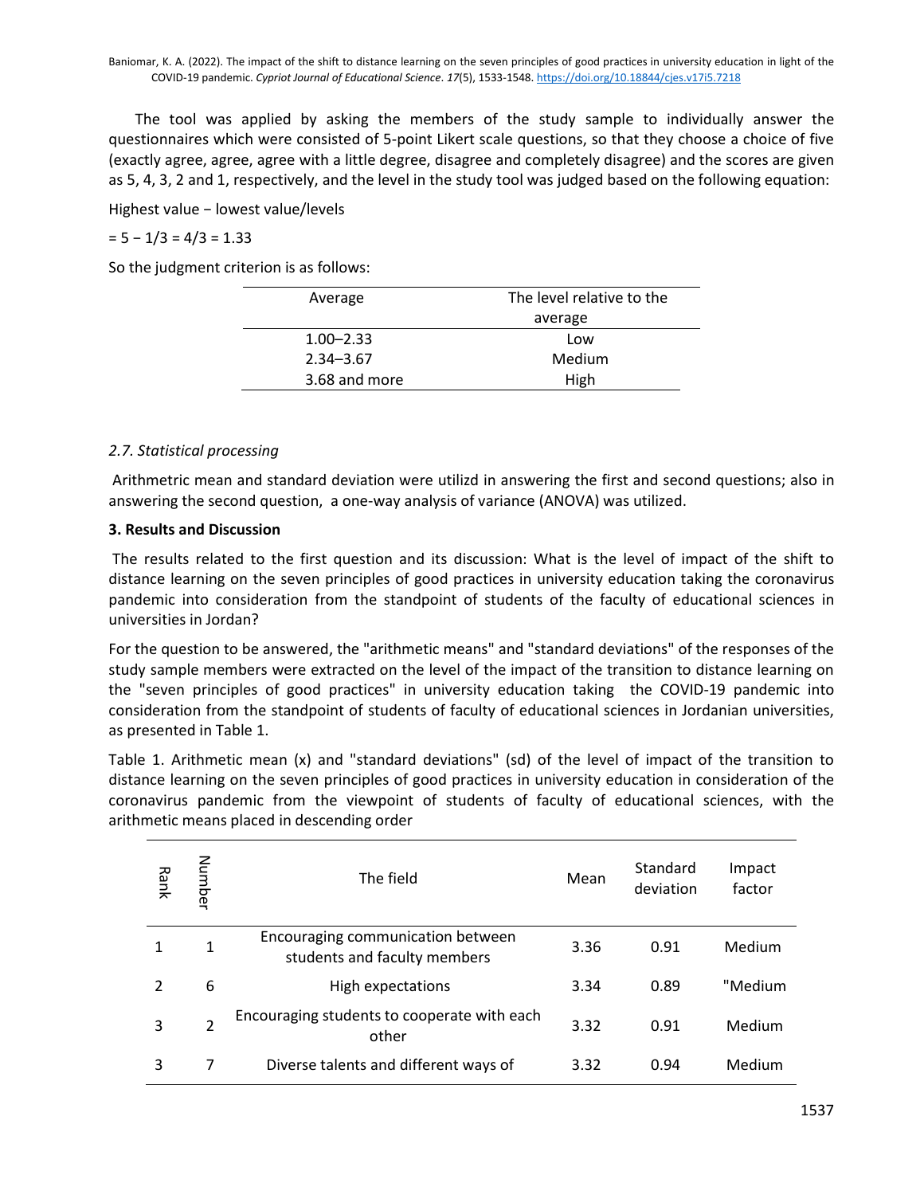The tool was applied by asking the members of the study sample to individually answer the questionnaires which were consisted of 5-point Likert scale questions, so that they choose a choice of five (exactly agree, agree, agree with a little degree, disagree and completely disagree) and the scores are given as 5, 4, 3, 2 and 1, respectively, and the level in the study tool was judged based on the following equation:

Highest value − lowest value/levels

= 5 − 1/3 = 4/3 = 1.33

So the judgment criterion is as follows:

| Average | The level relative to the average |
|---|---|
| 1.00–2.33 | Low |
| 2.34–3.67 | Medium |
| 3.68 and more | High |

### *2.7. Statistical processing*

Arithmetic mean and standard deviation were utilizd in answering the first and second questions; also in answering the second question, a one-way analysis of variance (ANOVA) was utilized.

## 3. Results and Discussion

The results related to the first question and its discussion: What is the level of impact of the shift to distance learning on the seven principles of good practices in university education taking the coronavirus pandemic into consideration from the standpoint of students of the faculty of educational sciences in universities in Jordan?

For the question to be answered, the "arithmetic means" and "standard deviations" of the responses of the study sample members were extracted on the level of the impact of the transition to distance learning on the "seven principles of good practices" in university education taking the COVID-19 pandemic into consideration from the standpoint of students of faculty of educational sciences in Jordanian universities, as presented in Table 1.

Table 1. Arithmetic mean (x) and "standard deviations" (sd) of the level of impact of the transition to distance learning on the seven principles of good practices in university education in consideration of the coronavirus pandemic from the viewpoint of students of faculty of educational sciences, with the arithmetic means placed in descending order

| Rank | Number | The field | Mean | Standard deviation | Impact factor |
|---|---|---|---|---|---|
| 1 | 1 | Encouraging communication between students and faculty members | 3.36 | 0.91 | Medium |
| 2 | 6 | High expectations | 3.34 | 0.89 | "Medium |
| 3 | 2 | Encouraging students to cooperate with each other | 3.32 | 0.91 | Medium |
| 3 | 7 | Diverse talents and different ways of | 3.32 | 0.94 | Medium |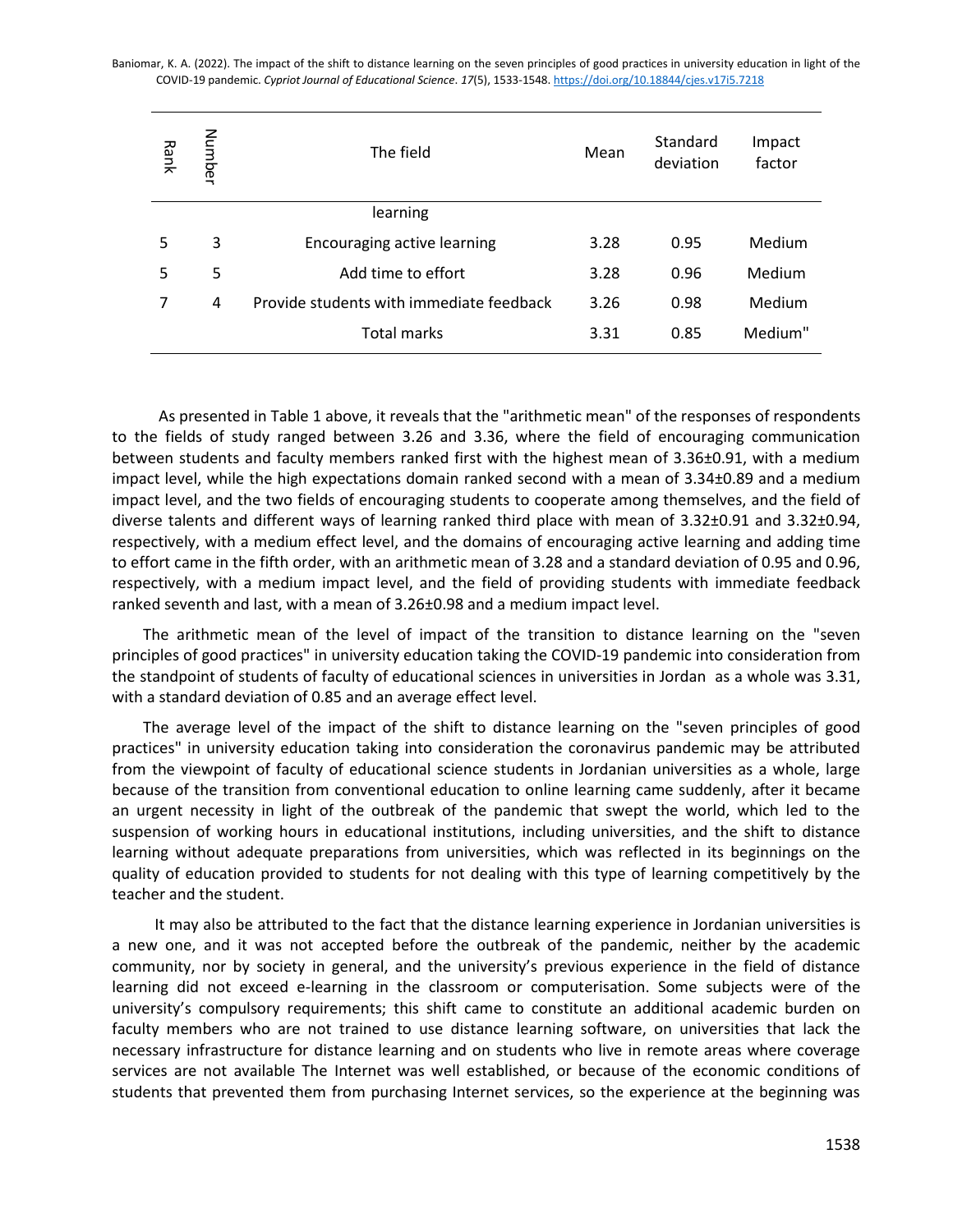| Rank | Number | The field | Mean | Standard deviation | Impact factor |
|---|---|---|---|---|---|
| | | learning | | | |
| 5 | 3 | Encouraging active learning | 3.28 | 0.95 | Medium |
| 5 | 5 | Add time to effort | 3.28 | 0.96 | Medium |
| 7 | 4 | Provide students with immediate feedback | 3.26 | 0.98 | Medium |
| | | Total marks | 3.31 | 0.85 | Medium" |

As presented in Table 1 above, it reveals that the "arithmetic mean" of the responses of respondents to the fields of study ranged between 3.26 and 3.36, where the field of encouraging communication between students and faculty members ranked first with the highest mean of 3.36±0.91, with a medium impact level, while the high expectations domain ranked second with a mean of 3.34±0.89 and a medium impact level, and the two fields of encouraging students to cooperate among themselves, and the field of diverse talents and different ways of learning ranked third place with mean of 3.32±0.91 and 3.32±0.94, respectively, with a medium effect level, and the domains of encouraging active learning and adding time to effort came in the fifth order, with an arithmetic mean of 3.28 and a standard deviation of 0.95 and 0.96, respectively, with a medium impact level, and the field of providing students with immediate feedback ranked seventh and last, with a mean of 3.26±0.98 and a medium impact level.

The arithmetic mean of the level of impact of the transition to distance learning on the "seven principles of good practices" in university education taking the COVID-19 pandemic into consideration from the standpoint of students of faculty of educational sciences in universities in Jordan as a whole was 3.31, with a standard deviation of 0.85 and an average effect level.

The average level of the impact of the shift to distance learning on the "seven principles of good practices" in university education taking into consideration the coronavirus pandemic may be attributed from the viewpoint of faculty of educational science students in Jordanian universities as a whole, large because of the transition from conventional education to online learning came suddenly, after it became an urgent necessity in light of the outbreak of the pandemic that swept the world, which led to the suspension of working hours in educational institutions, including universities, and the shift to distance learning without adequate preparations from universities, which was reflected in its beginnings on the quality of education provided to students for not dealing with this type of learning competitively by the teacher and the student.

It may also be attributed to the fact that the distance learning experience in Jordanian universities is a new one, and it was not accepted before the outbreak of the pandemic, neither by the academic community, nor by society in general, and the university's previous experience in the field of distance learning did not exceed e-learning in the classroom or computerisation. Some subjects were of the university's compulsory requirements; this shift came to constitute an additional academic burden on faculty members who are not trained to use distance learning software, on universities that lack the necessary infrastructure for distance learning and on students who live in remote areas where coverage services are not available The Internet was well established, or because of the economic conditions of students that prevented them from purchasing Internet services, so the experience at the beginning was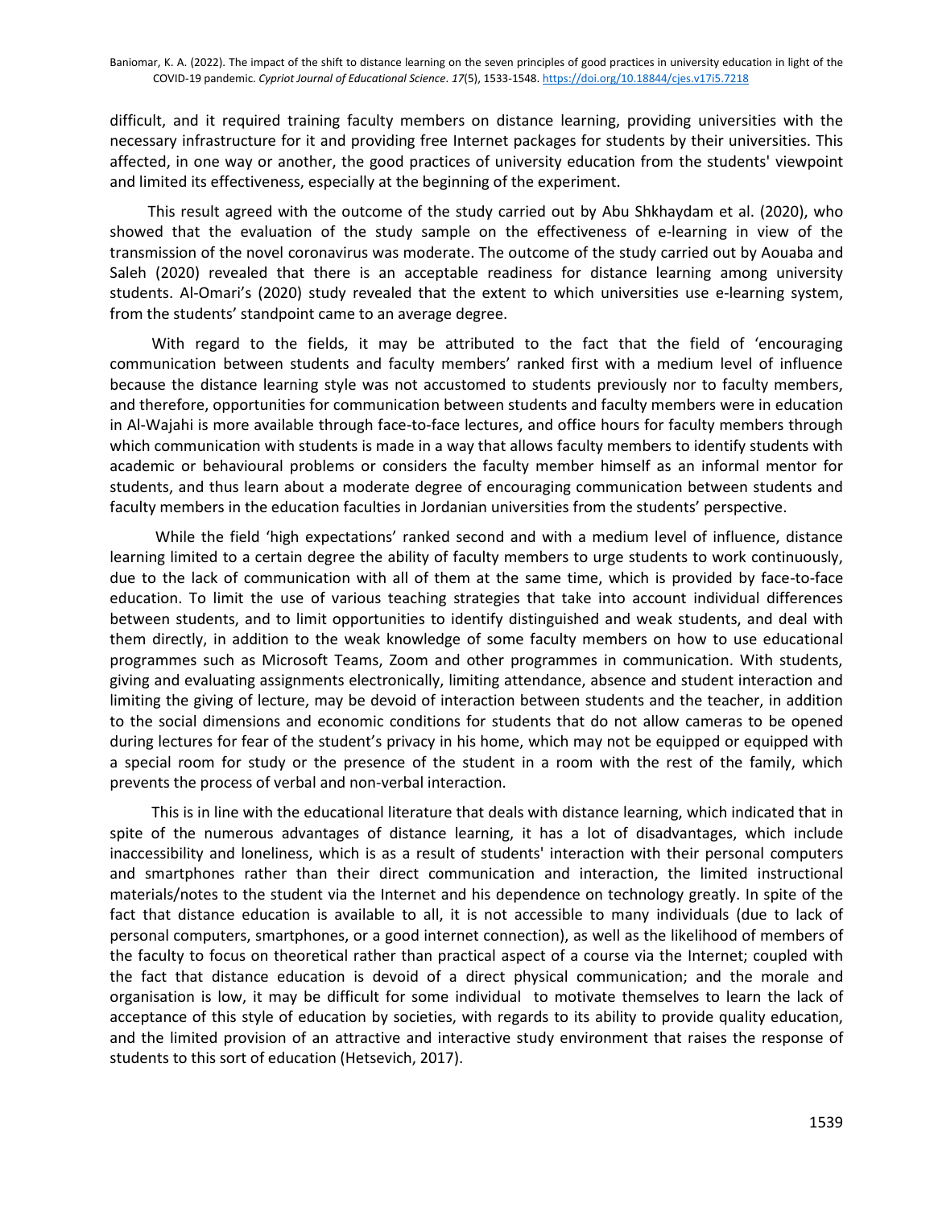difficult, and it required training faculty members on distance learning, providing universities with the necessary infrastructure for it and providing free Internet packages for students by their universities. This affected, in one way or another, the good practices of university education from the students' viewpoint and limited its effectiveness, especially at the beginning of the experiment.

This result agreed with the outcome of the study carried out by Abu Shkhaydam et al. (2020), who showed that the evaluation of the study sample on the effectiveness of e-learning in view of the transmission of the novel coronavirus was moderate. The outcome of the study carried out by Aouaba and Saleh (2020) revealed that there is an acceptable readiness for distance learning among university students. Al-Omari's (2020) study revealed that the extent to which universities use e-learning system, from the students' standpoint came to an average degree.

With regard to the fields, it may be attributed to the fact that the field of 'encouraging communication between students and faculty members' ranked first with a medium level of influence because the distance learning style was not accustomed to students previously nor to faculty members, and therefore, opportunities for communication between students and faculty members were in education in Al-Wajahi is more available through face-to-face lectures, and office hours for faculty members through which communication with students is made in a way that allows faculty members to identify students with academic or behavioural problems or considers the faculty member himself as an informal mentor for students, and thus learn about a moderate degree of encouraging communication between students and faculty members in the education faculties in Jordanian universities from the students' perspective.

While the field 'high expectations' ranked second and with a medium level of influence, distance learning limited to a certain degree the ability of faculty members to urge students to work continuously, due to the lack of communication with all of them at the same time, which is provided by face-to-face education. To limit the use of various teaching strategies that take into account individual differences between students, and to limit opportunities to identify distinguished and weak students, and deal with them directly, in addition to the weak knowledge of some faculty members on how to use educational programmes such as Microsoft Teams, Zoom and other programmes in communication. With students, giving and evaluating assignments electronically, limiting attendance, absence and student interaction and limiting the giving of lecture, may be devoid of interaction between students and the teacher, in addition to the social dimensions and economic conditions for students that do not allow cameras to be opened during lectures for fear of the student's privacy in his home, which may not be equipped or equipped with a special room for study or the presence of the student in a room with the rest of the family, which prevents the process of verbal and non-verbal interaction.

This is in line with the educational literature that deals with distance learning, which indicated that in spite of the numerous advantages of distance learning, it has a lot of disadvantages, which include inaccessibility and loneliness, which is as a result of students' interaction with their personal computers and smartphones rather than their direct communication and interaction, the limited instructional materials/notes to the student via the Internet and his dependence on technology greatly. In spite of the fact that distance education is available to all, it is not accessible to many individuals (due to lack of personal computers, smartphones, or a good internet connection), as well as the likelihood of members of the faculty to focus on theoretical rather than practical aspect of a course via the Internet; coupled with the fact that distance education is devoid of a direct physical communication; and the morale and organisation is low, it may be difficult for some individual to motivate themselves to learn the lack of acceptance of this style of education by societies, with regards to its ability to provide quality education, and the limited provision of an attractive and interactive study environment that raises the response of students to this sort of education (Hetsevich, 2017).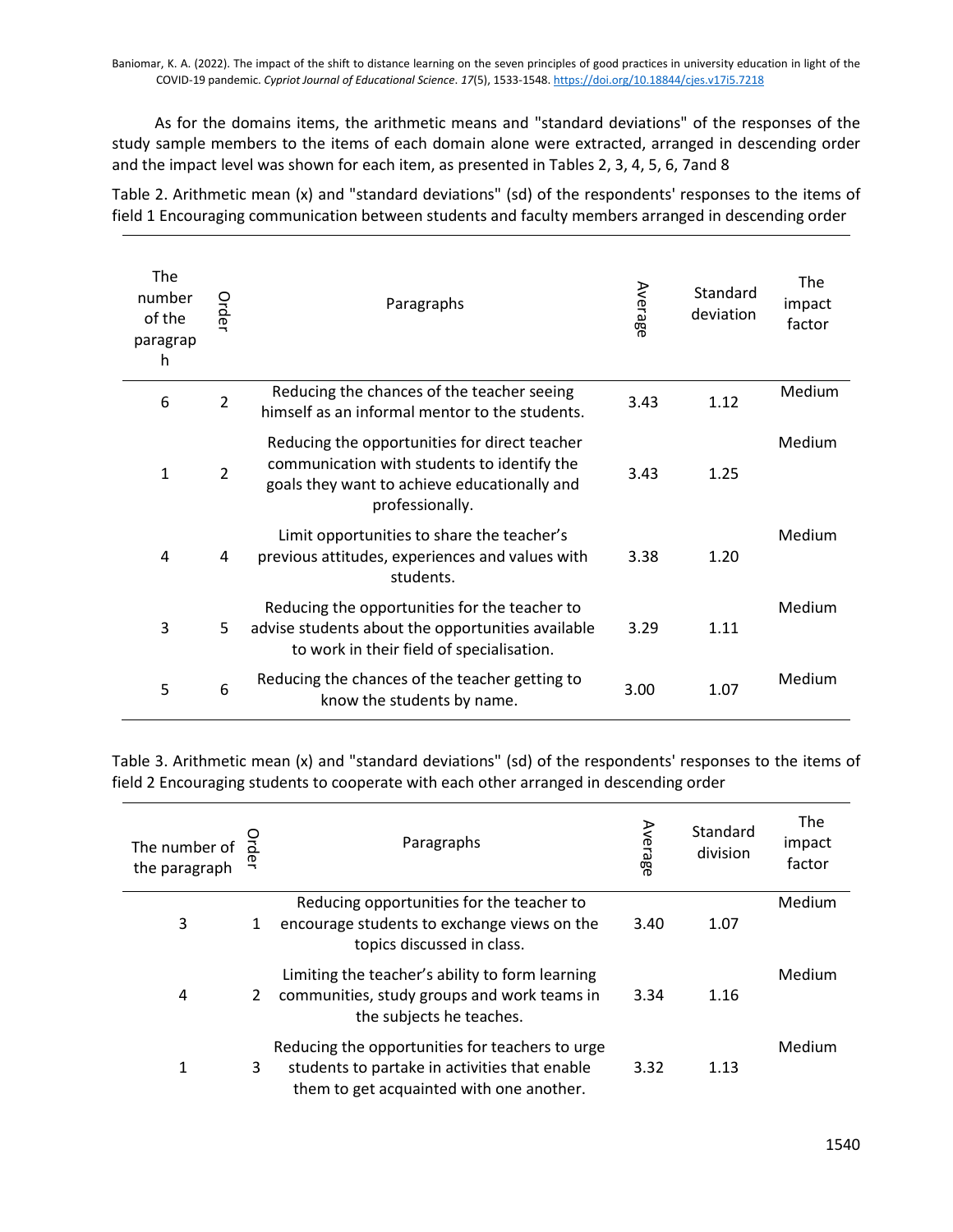As for the domains items, the arithmetic means and "standard deviations" of the responses of the study sample members to the items of each domain alone were extracted, arranged in descending order and the impact level was shown for each item, as presented in Tables 2, 3, 4, 5, 6, 7and 8

Table 2. Arithmetic mean (x) and "standard deviations" (sd) of the respondents' responses to the items of field 1 Encouraging communication between students and faculty members arranged in descending order

| The number of the paragraph | Order | Paragraphs | Average | Standard deviation | The impact factor |
|---|---|---|---|---|---|
| 6 | 2 | Reducing the chances of the teacher seeing himself as an informal mentor to the students. | 3.43 | 1.12 | Medium |
| 1 | 2 | Reducing the opportunities for direct teacher communication with students to identify the goals they want to achieve educationally and professionally. | 3.43 | 1.25 | Medium |
| 4 | 4 | Limit opportunities to share the teacher's previous attitudes, experiences and values with students. | 3.38 | 1.20 | Medium |
| 3 | 5 | Reducing the opportunities for the teacher to advise students about the opportunities available to work in their field of specialisation. | 3.29 | 1.11 | Medium |
| 5 | 6 | Reducing the chances of the teacher getting to know the students by name. | 3.00 | 1.07 | Medium |

Table 3. Arithmetic mean (x) and "standard deviations" (sd) of the respondents' responses to the items of field 2 Encouraging students to cooperate with each other arranged in descending order

| The number of the paragraph | Order | Paragraphs | Average | Standard division | The impact factor |
|---|---|---|---|---|---|
| 3 | 1 | Reducing opportunities for the teacher to encourage students to exchange views on the topics discussed in class. | 3.40 | 1.07 | Medium |
| 4 | 2 | Limiting the teacher's ability to form learning communities, study groups and work teams in the subjects he teaches. | 3.34 | 1.16 | Medium |
| 1 | 3 | Reducing the opportunities for teachers to urge students to partake in activities that enable them to get acquainted with one another. | 3.32 | 1.13 | Medium |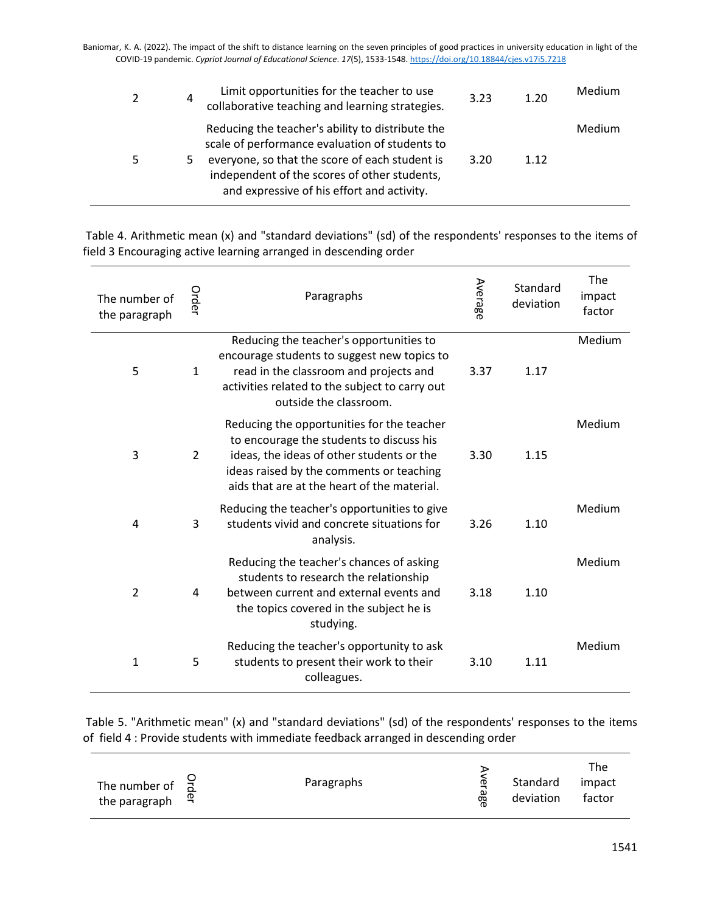| The number of the paragraph | Order | Paragraphs | Average | Standard deviation | The impact factor |
|---|---|---|---|---|---|
| 2 | 4 | Limit opportunities for the teacher to use collaborative teaching and learning strategies. | 3.23 | 1.20 | Medium |
| 5 | 5 | Reducing the teacher's ability to distribute the scale of performance evaluation of students to everyone, so that the score of each student is independent of the scores of other students, and expressive of his effort and activity. | 3.20 | 1.12 | Medium |

Table 4. Arithmetic mean (x) and "standard deviations" (sd) of the respondents' responses to the items of field 3 Encouraging active learning arranged in descending order

| The number of the paragraph | Order | Paragraphs | Average | Standard deviation | The impact factor |
|---|---|---|---|---|---|
| 5 | 1 | Reducing the teacher's opportunities to encourage students to suggest new topics to read in the classroom and projects and activities related to the subject to carry out outside the classroom. | 3.37 | 1.17 | Medium |
| 3 | 2 | Reducing the opportunities for the teacher to encourage the students to discuss his ideas, the ideas of other students or the ideas raised by the comments or teaching aids that are at the heart of the material. | 3.30 | 1.15 | Medium |
| 4 | 3 | Reducing the teacher's opportunities to give students vivid and concrete situations for analysis. | 3.26 | 1.10 | Medium |
| 2 | 4 | Reducing the teacher's chances of asking students to research the relationship between current and external events and the topics covered in the subject he is studying. | 3.18 | 1.10 | Medium |
| 1 | 5 | Reducing the teacher's opportunity to ask students to present their work to their colleagues. | 3.10 | 1.11 | Medium |

Table 5. "Arithmetic mean" (x) and "standard deviations" (sd) of the respondents' responses to the items of field 4 : Provide students with immediate feedback arranged in descending order

| The number of the paragraph | Order | Paragraphs | Average | Standard deviation | The impact factor |
|---|---|---|---|---|---|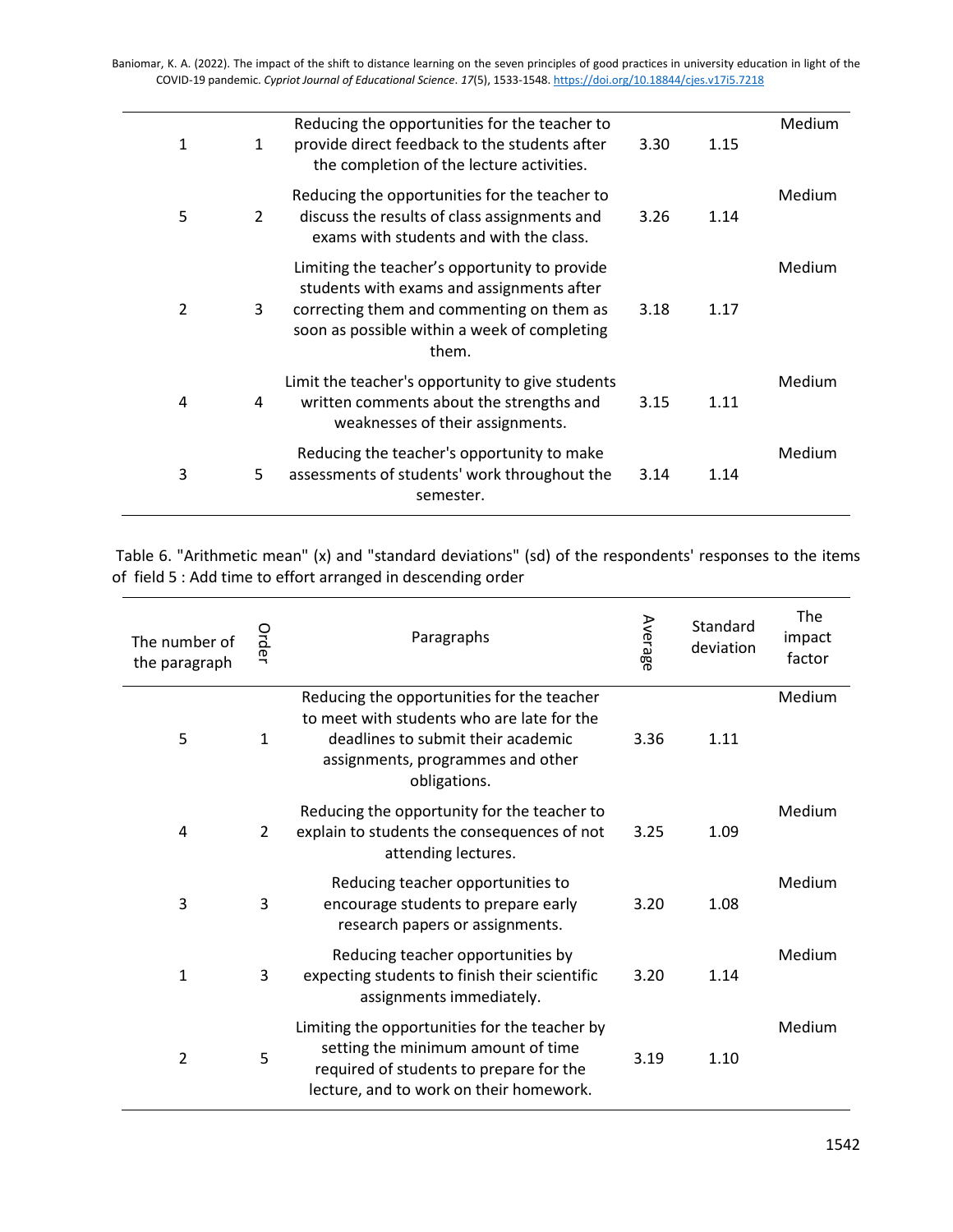| | | | | | |
|---|---|---|---|---|---|
| 1 | 1 | Reducing the opportunities for the teacher to provide direct feedback to the students after the completion of the lecture activities. | 3.30 | 1.15 | Medium |
| 5 | 2 | Reducing the opportunities for the teacher to discuss the results of class assignments and exams with students and with the class. | 3.26 | 1.14 | Medium |
| 2 | 3 | Limiting the teacher's opportunity to provide students with exams and assignments after correcting them and commenting on them as soon as possible within a week of completing them. | 3.18 | 1.17 | Medium |
| 4 | 4 | Limit the teacher's opportunity to give students written comments about the strengths and weaknesses of their assignments. | 3.15 | 1.11 | Medium |
| 3 | 5 | Reducing the teacher's opportunity to make assessments of students' work throughout the semester. | 3.14 | 1.14 | Medium |

Table 6. "Arithmetic mean" (x) and "standard deviations" (sd) of the respondents' responses to the items of field 5 : Add time to effort arranged in descending order

| The number of the paragraph | Order | Paragraphs | Average | Standard deviation | The impact factor |
|---|---|---|---|---|---|
| 5 | 1 | Reducing the opportunities for the teacher to meet with students who are late for the deadlines to submit their academic assignments, programmes and other obligations. | 3.36 | 1.11 | Medium |
| 4 | 2 | Reducing the opportunity for the teacher to explain to students the consequences of not attending lectures. | 3.25 | 1.09 | Medium |
| 3 | 3 | Reducing teacher opportunities to encourage students to prepare early research papers or assignments. | 3.20 | 1.08 | Medium |
| 1 | 3 | Reducing teacher opportunities by expecting students to finish their scientific assignments immediately. | 3.20 | 1.14 | Medium |
| 2 | 5 | Limiting the opportunities for the teacher by setting the minimum amount of time required of students to prepare for the lecture, and to work on their homework. | 3.19 | 1.10 | Medium |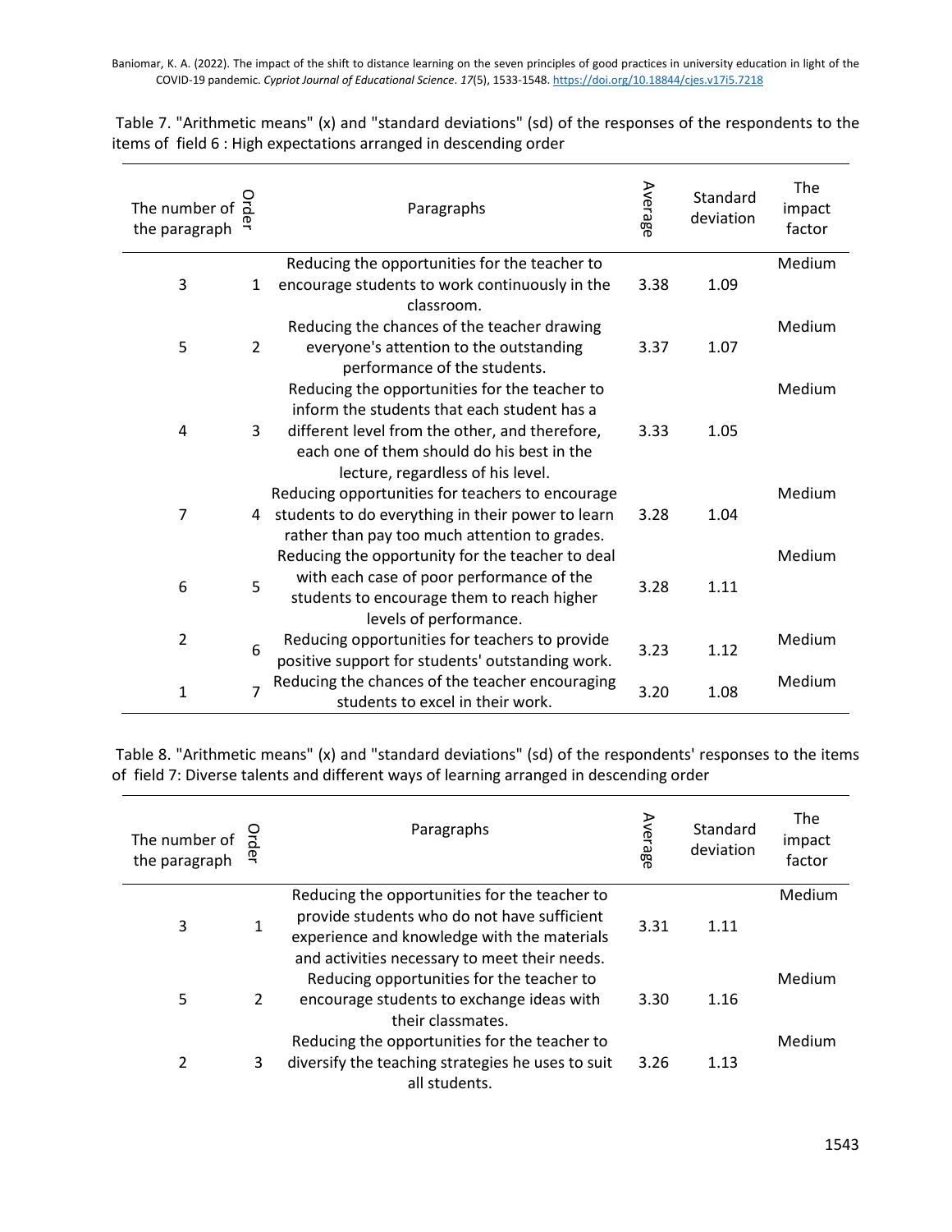Table 7. "Arithmetic means" (x) and "standard deviations" (sd) of the responses of the respondents to the items of field 6 : High expectations arranged in descending order

| The number of the paragraph | Order | Paragraphs | Average | Standard deviation | The impact factor |
|---|---|---|---|---|---|
| 3 | 1 | Reducing the opportunities for the teacher to encourage students to work continuously in the classroom. | 3.38 | 1.09 | Medium |
| 5 | 2 | Reducing the chances of the teacher drawing everyone's attention to the outstanding performance of the students. | 3.37 | 1.07 | Medium |
| 4 | 3 | Reducing the opportunities for the teacher to inform the students that each student has a different level from the other, and therefore, each one of them should do his best in the lecture, regardless of his level. | 3.33 | 1.05 | Medium |
| 7 | 4 | Reducing opportunities for teachers to encourage students to do everything in their power to learn rather than pay too much attention to grades. | 3.28 | 1.04 | Medium |
| 6 | 5 | Reducing the opportunity for the teacher to deal with each case of poor performance of the students to encourage them to reach higher levels of performance. | 3.28 | 1.11 | Medium |
| 2 | 6 | Reducing opportunities for teachers to provide positive support for students' outstanding work. | 3.23 | 1.12 | Medium |
| 1 | 7 | Reducing the chances of the teacher encouraging students to excel in their work. | 3.20 | 1.08 | Medium |

Table 8. "Arithmetic means" (x) and "standard deviations" (sd) of the respondents' responses to the items of field 7: Diverse talents and different ways of learning arranged in descending order

| The number of the paragraph | Order | Paragraphs | Average | Standard deviation | The impact factor |
|---|---|---|---|---|---|
| 3 | 1 | Reducing the opportunities for the teacher to provide students who do not have sufficient experience and knowledge with the materials and activities necessary to meet their needs. | 3.31 | 1.11 | Medium |
| 5 | 2 | Reducing opportunities for the teacher to encourage students to exchange ideas with their classmates. | 3.30 | 1.16 | Medium |
| 2 | 3 | Reducing the opportunities for the teacher to diversify the teaching strategies he uses to suit all students. | 3.26 | 1.13 | Medium |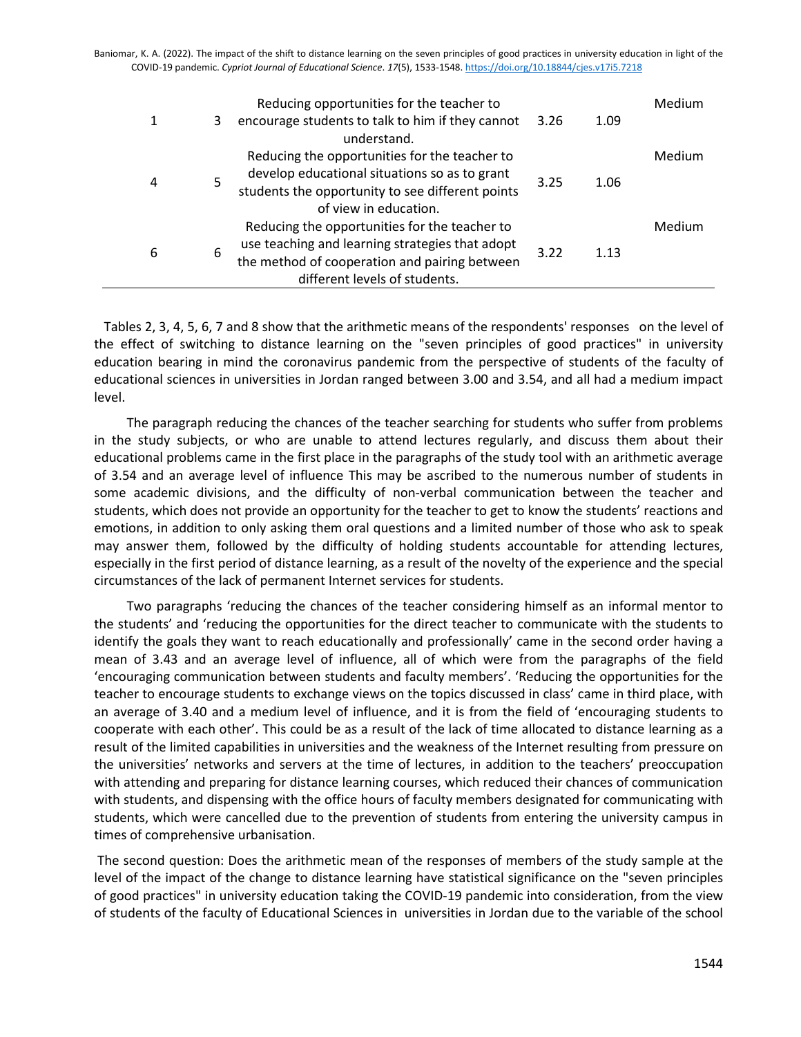| 1 | 3 | Reducing opportunities for the teacher to encourage students to talk to him if they cannot understand. | 3.26 | 1.09 | Medium |
|---|---|---|---|---|---|
| 4 | 5 | Reducing the opportunities for the teacher to develop educational situations so as to grant students the opportunity to see different points of view in education. | 3.25 | 1.06 | Medium |
| 6 | 6 | Reducing the opportunities for the teacher to use teaching and learning strategies that adopt the method of cooperation and pairing between different levels of students. | 3.22 | 1.13 | Medium |

Tables 2, 3, 4, 5, 6, 7 and 8 show that the arithmetic means of the respondents' responses on the level of the effect of switching to distance learning on the "seven principles of good practices" in university education bearing in mind the coronavirus pandemic from the perspective of students of the faculty of educational sciences in universities in Jordan ranged between 3.00 and 3.54, and all had a medium impact level.

The paragraph reducing the chances of the teacher searching for students who suffer from problems in the study subjects, or who are unable to attend lectures regularly, and discuss them about their educational problems came in the first place in the paragraphs of the study tool with an arithmetic average of 3.54 and an average level of influence This may be ascribed to the numerous number of students in some academic divisions, and the difficulty of non-verbal communication between the teacher and students, which does not provide an opportunity for the teacher to get to know the students' reactions and emotions, in addition to only asking them oral questions and a limited number of those who ask to speak may answer them, followed by the difficulty of holding students accountable for attending lectures, especially in the first period of distance learning, as a result of the novelty of the experience and the special circumstances of the lack of permanent Internet services for students.

Two paragraphs 'reducing the chances of the teacher considering himself as an informal mentor to the students' and 'reducing the opportunities for the direct teacher to communicate with the students to identify the goals they want to reach educationally and professionally' came in the second order having a mean of 3.43 and an average level of influence, all of which were from the paragraphs of the field 'encouraging communication between students and faculty members'. 'Reducing the opportunities for the teacher to encourage students to exchange views on the topics discussed in class' came in third place, with an average of 3.40 and a medium level of influence, and it is from the field of 'encouraging students to cooperate with each other'. This could be as a result of the lack of time allocated to distance learning as a result of the limited capabilities in universities and the weakness of the Internet resulting from pressure on the universities' networks and servers at the time of lectures, in addition to the teachers' preoccupation with attending and preparing for distance learning courses, which reduced their chances of communication with students, and dispensing with the office hours of faculty members designated for communicating with students, which were cancelled due to the prevention of students from entering the university campus in times of comprehensive urbanisation.

The second question: Does the arithmetic mean of the responses of members of the study sample at the level of the impact of the change to distance learning have statistical significance on the "seven principles of good practices" in university education taking the COVID-19 pandemic into consideration, from the view of students of the faculty of Educational Sciences in universities in Jordan due to the variable of the school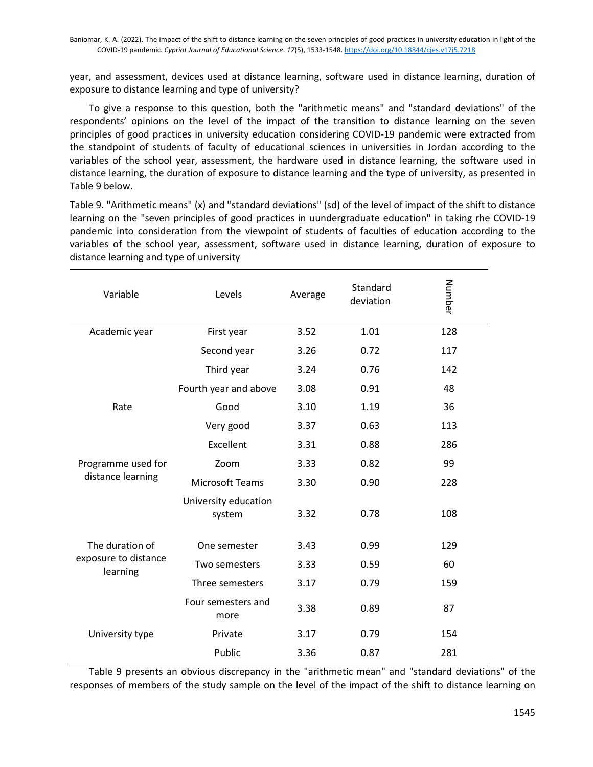year, and assessment, devices used at distance learning, software used in distance learning, duration of exposure to distance learning and type of university?

To give a response to this question, both the "arithmetic means" and "standard deviations" of the respondents' opinions on the level of the impact of the transition to distance learning on the seven principles of good practices in university education considering COVID-19 pandemic were extracted from the standpoint of students of faculty of educational sciences in universities in Jordan according to the variables of the school year, assessment, the hardware used in distance learning, the software used in distance learning, the duration of exposure to distance learning and the type of university, as presented in Table 9 below.

Table 9. "Arithmetic means" (x) and "standard deviations" (sd) of the level of impact of the shift to distance learning on the "seven principles of good practices in uundergraduate education" in taking rhe COVID-19 pandemic into consideration from the viewpoint of students of faculties of education according to the variables of the school year, assessment, software used in distance learning, duration of exposure to distance learning and type of university

| Variable | Levels | Average | Standard deviation | Number |
|---|---|---|---|---|
| Academic year | First year | 3.52 | 1.01 | 128 |
| | Second year | 3.26 | 0.72 | 117 |
| | Third year | 3.24 | 0.76 | 142 |
| | Fourth year and above | 3.08 | 0.91 | 48 |
| Rate | Good | 3.10 | 1.19 | 36 |
| | Very good | 3.37 | 0.63 | 113 |
| | Excellent | 3.31 | 0.88 | 286 |
| Programme used for distance learning | Zoom | 3.33 | 0.82 | 99 |
| | Microsoft Teams | 3.30 | 0.90 | 228 |
| | University education system | 3.32 | 0.78 | 108 |
| The duration of exposure to distance learning | One semester | 3.43 | 0.99 | 129 |
| | Two semesters | 3.33 | 0.59 | 60 |
| | Three semesters | 3.17 | 0.79 | 159 |
| | Four semesters and more | 3.38 | 0.89 | 87 |
| University type | Private | 3.17 | 0.79 | 154 |
| | Public | 3.36 | 0.87 | 281 |

Table 9 presents an obvious discrepancy in the "arithmetic mean" and "standard deviations" of the responses of members of the study sample on the level of the impact of the shift to distance learning on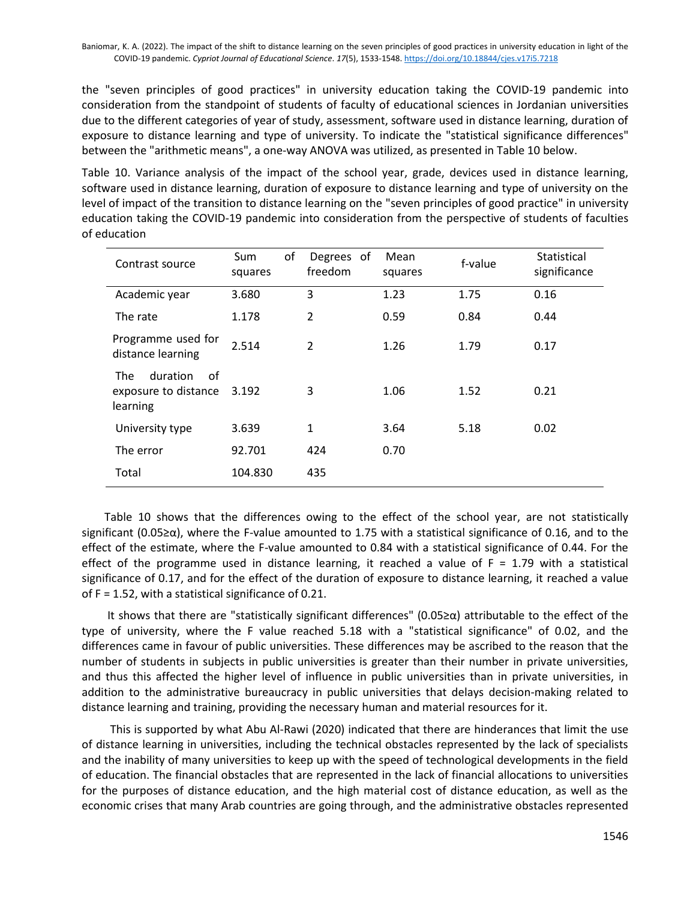the "seven principles of good practices" in university education taking the COVID-19 pandemic into consideration from the standpoint of students of faculty of educational sciences in Jordanian universities due to the different categories of year of study, assessment, software used in distance learning, duration of exposure to distance learning and type of university. To indicate the "statistical significance differences" between the "arithmetic means", a one-way ANOVA was utilized, as presented in Table 10 below.

Table 10. Variance analysis of the impact of the school year, grade, devices used in distance learning, software used in distance learning, duration of exposure to distance learning and type of university on the level of impact of the transition to distance learning on the "seven principles of good practice" in university education taking the COVID-19 pandemic into consideration from the perspective of students of faculties of education

| Contrast source | Sum of squares | Degrees of freedom | Mean squares | f-value | Statistical significance |
|---|---|---|---|---|---|
| Academic year | 3.680 | 3 | 1.23 | 1.75 | 0.16 |
| The rate | 1.178 | 2 | 0.59 | 0.84 | 0.44 |
| Programme used for distance learning | 2.514 | 2 | 1.26 | 1.79 | 0.17 |
| The duration of exposure to distance learning | 3.192 | 3 | 1.06 | 1.52 | 0.21 |
| University type | 3.639 | 1 | 3.64 | 5.18 | 0.02 |
| The error | 92.701 | 424 | 0.70 | | |
| Total | 104.830 | 435 | | | |

Table 10 shows that the differences owing to the effect of the school year, are not statistically significant (0.05≥α), where the F-value amounted to 1.75 with a statistical significance of 0.16, and to the effect of the estimate, where the F-value amounted to 0.84 with a statistical significance of 0.44. For the effect of the programme used in distance learning, it reached a value of F = 1.79 with a statistical significance of 0.17, and for the effect of the duration of exposure to distance learning, it reached a value of F = 1.52, with a statistical significance of 0.21.

It shows that there are "statistically significant differences" (0.05≥α) attributable to the effect of the type of university, where the F value reached 5.18 with a "statistical significance" of 0.02, and the differences came in favour of public universities. These differences may be ascribed to the reason that the number of students in subjects in public universities is greater than their number in private universities, and thus this affected the higher level of influence in public universities than in private universities, in addition to the administrative bureaucracy in public universities that delays decision-making related to distance learning and training, providing the necessary human and material resources for it.

This is supported by what Abu Al-Rawi (2020) indicated that there are hinderances that limit the use of distance learning in universities, including the technical obstacles represented by the lack of specialists and the inability of many universities to keep up with the speed of technological developments in the field of education. The financial obstacles that are represented in the lack of financial allocations to universities for the purposes of distance education, and the high material cost of distance education, as well as the economic crises that many Arab countries are going through, and the administrative obstacles represented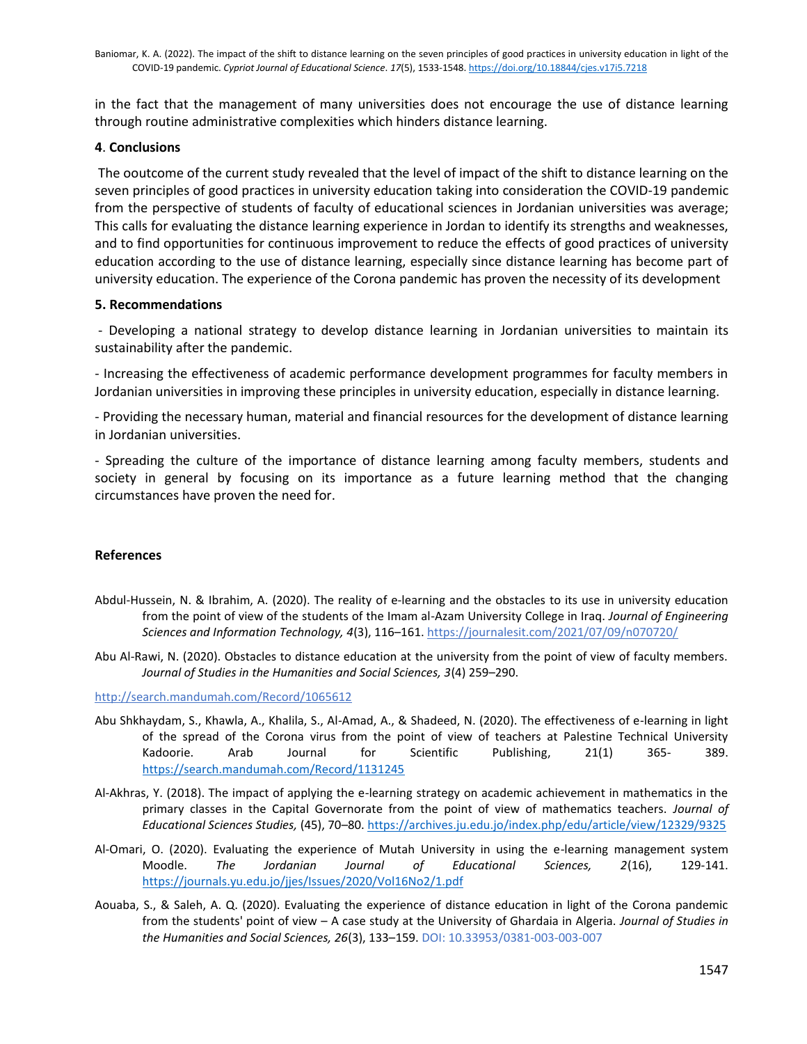in the fact that the management of many universities does not encourage the use of distance learning through routine administrative complexities which hinders distance learning.

## 4. Conclusions

The ooutcome of the current study revealed that the level of impact of the shift to distance learning on the seven principles of good practices in university education taking into consideration the COVID-19 pandemic from the perspective of students of faculty of educational sciences in Jordanian universities was average; This calls for evaluating the distance learning experience in Jordan to identify its strengths and weaknesses, and to find opportunities for continuous improvement to reduce the effects of good practices of university education according to the use of distance learning, especially since distance learning has become part of university education. The experience of the Corona pandemic has proven the necessity of its development

## 5. Recommendations

- Developing a national strategy to develop distance learning in Jordanian universities to maintain its sustainability after the pandemic.

- Increasing the effectiveness of academic performance development programmes for faculty members in Jordanian universities in improving these principles in university education, especially in distance learning.

- Providing the necessary human, material and financial resources for the development of distance learning in Jordanian universities.

- Spreading the culture of the importance of distance learning among faculty members, students and society in general by focusing on its importance as a future learning method that the changing circumstances have proven the need for.

## References

Abdul-Hussein, N. & Ibrahim, A. (2020). The reality of e-learning and the obstacles to its use in university education from the point of view of the students of the Imam al-Azam University College in Iraq. *Journal of Engineering Sciences and Information Technology, 4*(3), 116–161. https://journalesit.com/2021/07/09/n070720/

Abu Al-Rawi, N. (2020). Obstacles to distance education at the university from the point of view of faculty members. *Journal of Studies in the Humanities and Social Sciences, 3*(4) 259–290. http://search.mandumah.com/Record/1065612

Abu Shkhaydam, S., Khawla, A., Khalila, S., Al-Amad, A., & Shadeed, N. (2020). The effectiveness of e-learning in light of the spread of the Corona virus from the point of view of teachers at Palestine Technical University Kadoorie. Arab Journal for Scientific Publishing, 21(1) 365- 389. https://search.mandumah.com/Record/1131245

Al-Akhras, Y. (2018). The impact of applying the e-learning strategy on academic achievement in mathematics in the primary classes in the Capital Governorate from the point of view of mathematics teachers. *Journal of Educational Sciences Studies,* (45), 70–80. https://archives.ju.edu.jo/index.php/edu/article/view/12329/9325

Al-Omari, O. (2020). Evaluating the experience of Mutah University in using the e-learning management system Moodle. *The Jordanian Journal of Educational Sciences, 2*(16), 129-141. https://journals.yu.edu.jo/jjes/Issues/2020/Vol16No2/1.pdf

Aouaba, S., & Saleh, A. Q. (2020). Evaluating the experience of distance education in light of the Corona pandemic from the students' point of view – A case study at the University of Ghardaia in Algeria. *Journal of Studies in the Humanities and Social Sciences, 26*(3), 133–159. DOI: 10.33953/0381-003-003-007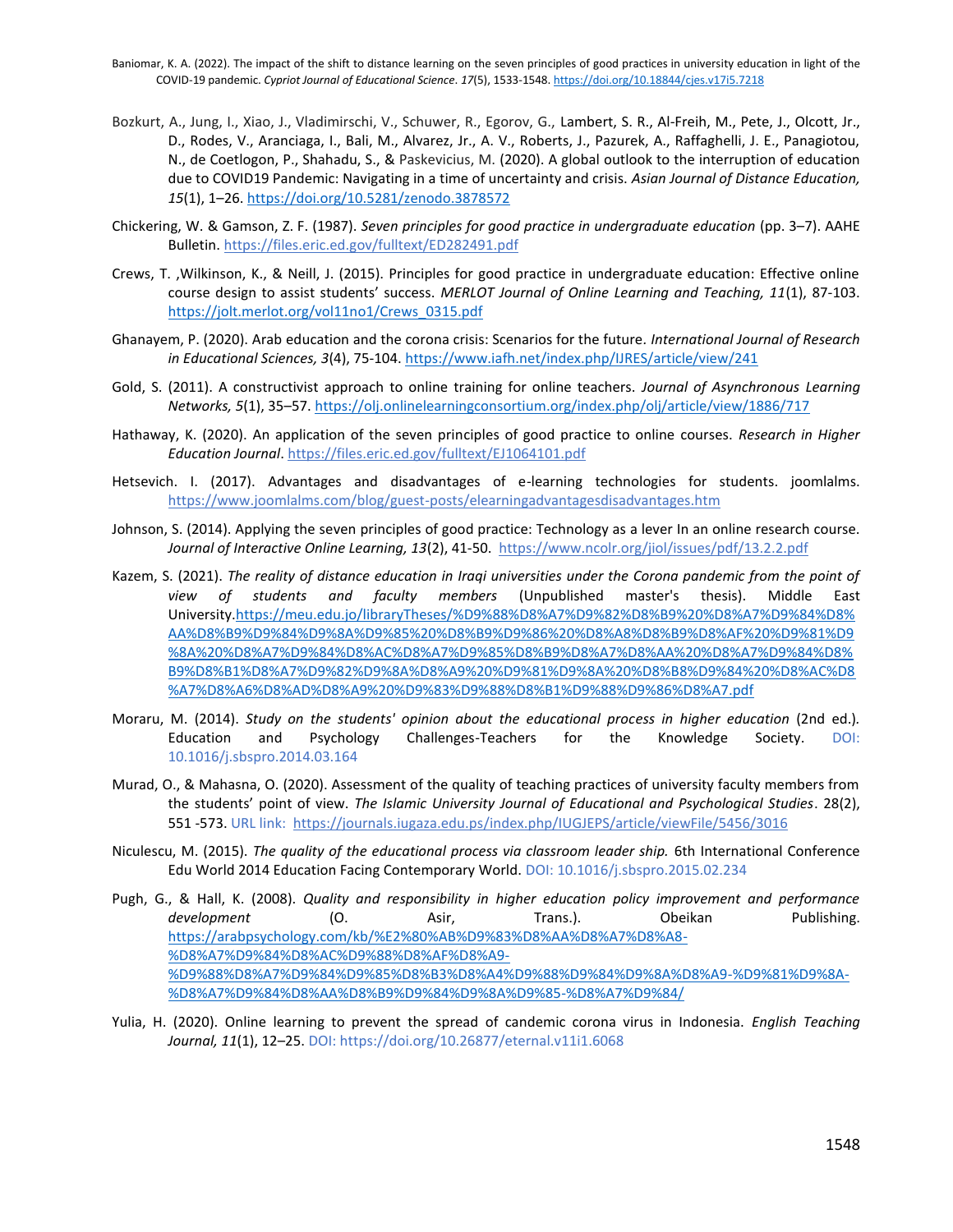Bozkurt, A., Jung, I., Xiao, J., Vladimirschi, V., Schuwer, R., Egorov, G., Lambert, S. R., Al-Freih, M., Pete, J., Olcott, Jr., D., Rodes, V., Aranciaga, I., Bali, M., Alvarez, Jr., A. V., Roberts, J., Pazurek, A., Raffaghelli, J. E., Panagiotou, N., de Coetlogon, P., Shahadu, S., & Paskevicius, M. (2020). A global outlook to the interruption of education due to COVID19 Pandemic: Navigating in a time of uncertainty and crisis. *Asian Journal of Distance Education, 15*(1), 1–26. https://doi.org/10.5281/zenodo.3878572

Chickering, W. & Gamson, Z. F. (1987). *Seven principles for good practice in undergraduate education* (pp. 3–7). AAHE Bulletin. https://files.eric.ed.gov/fulltext/ED282491.pdf

Crews, T. ,Wilkinson, K., & Neill, J. (2015). Principles for good practice in undergraduate education: Effective online course design to assist students' success. *MERLOT Journal of Online Learning and Teaching, 11*(1), 87-103. https://jolt.merlot.org/vol11no1/Crews_0315.pdf

Ghanayem, P. (2020). Arab education and the corona crisis: Scenarios for the future. *International Journal of Research in Educational Sciences, 3*(4), 75-104. https://www.iafh.net/index.php/IJRES/article/view/241

Gold, S. (2011). A constructivist approach to online training for online teachers. *Journal of Asynchronous Learning Networks, 5*(1), 35–57. https://olj.onlinelearningconsortium.org/index.php/olj/article/view/1886/717

Hathaway, K. (2020). An application of the seven principles of good practice to online courses. *Research in Higher Education Journal*. https://files.eric.ed.gov/fulltext/EJ1064101.pdf

Hetsevich. I. (2017). Advantages and disadvantages of e-learning technologies for students. joomlalms. https://www.joomlalms.com/blog/guest-posts/elearningadvantagesdisadvantages.htm

Johnson, S. (2014). Applying the seven principles of good practice: Technology as a lever In an online research course. *Journal of Interactive Online Learning, 13*(2), 41-50. https://www.ncolr.org/jiol/issues/pdf/13.2.2.pdf

Kazem, S. (2021). *The reality of distance education in Iraqi universities under the Corona pandemic from the point of view of students and faculty members* (Unpublished master's thesis). Middle East University.https://meu.edu.jo/libraryTheses/%D9%88%D8%A7%D9%82%D8%B9%20%D8%A7%D9%84%D8%AA%D8%B9%D9%84%D9%8A%D9%85%20%D8%B9%D9%86%20%D8%A8%D8%B9%D8%AF%20%D9%81%D9%8A%20%D8%A7%D9%84%D8%AC%D8%A7%D9%85%D8%B9%D8%A7%D8%AA%20%D8%A7%D9%84%D8%B9%D8%B1%D8%A7%D9%82%D9%8A%D8%A9%20%D9%81%D9%8A%20%D8%B8%D9%84%20%D8%AC%D8%A7%D8%A6%D8%AD%D8%A9%20%D9%83%D9%88%D8%B1%D9%88%D9%86%D8%A7.pdf

Moraru, M. (2014). *Study on the students' opinion about the educational process in higher education* (2nd ed.)*.* Education and Psychology Challenges-Teachers for the Knowledge Society. DOI: 10.1016/j.sbspro.2014.03.164

Murad, O., & Mahasna, O. (2020). Assessment of the quality of teaching practices of university faculty members from the students' point of view. *The Islamic University Journal of Educational and Psychological Studies*. 28(2), 551 -573. URL link: https://journals.iugaza.edu.ps/index.php/IUGJEPS/article/viewFile/5456/3016

Niculescu, M. (2015). *The quality of the educational process via classroom leader ship.* 6th International Conference Edu World 2014 Education Facing Contemporary World. DOI: 10.1016/j.sbspro.2015.02.234

Pugh, G., & Hall, K. (2008). *Quality and responsibility in higher education policy improvement and performance development* (O. Asir, Trans.). Obeikan Publishing. https://arabpsychology.com/kb/%E2%80%AB%D9%83%D8%AA%D8%A7%D8%A8-%D8%A7%D9%84%D8%AC%D9%88%D8%AF%D8%A9-%D9%88%D8%A7%D9%84%D9%85%D8%B3%D8%A4%D9%88%D9%84%D9%8A%D8%A9-%D9%81%D9%8A-%D8%A7%D9%84%D8%AA%D8%B9%D9%84%D9%8A%D9%85-%D8%A7%D9%84/

Yulia, H. (2020). Online learning to prevent the spread of candemic corona virus in Indonesia. *English Teaching Journal, 11*(1), 12–25. DOI: https://doi.org/10.26877/eternal.v11i1.6068